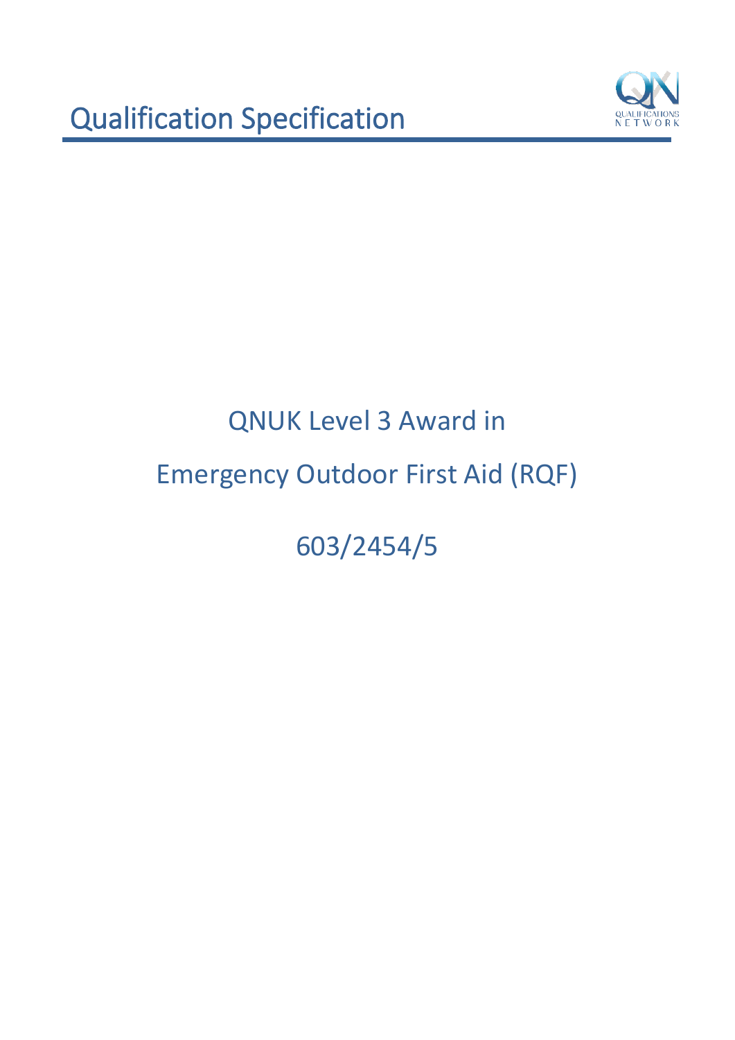# Qualification Specification

QNUK Level 3 Award in

Emergency Outdoor First Aid (RQF)

603/2454/5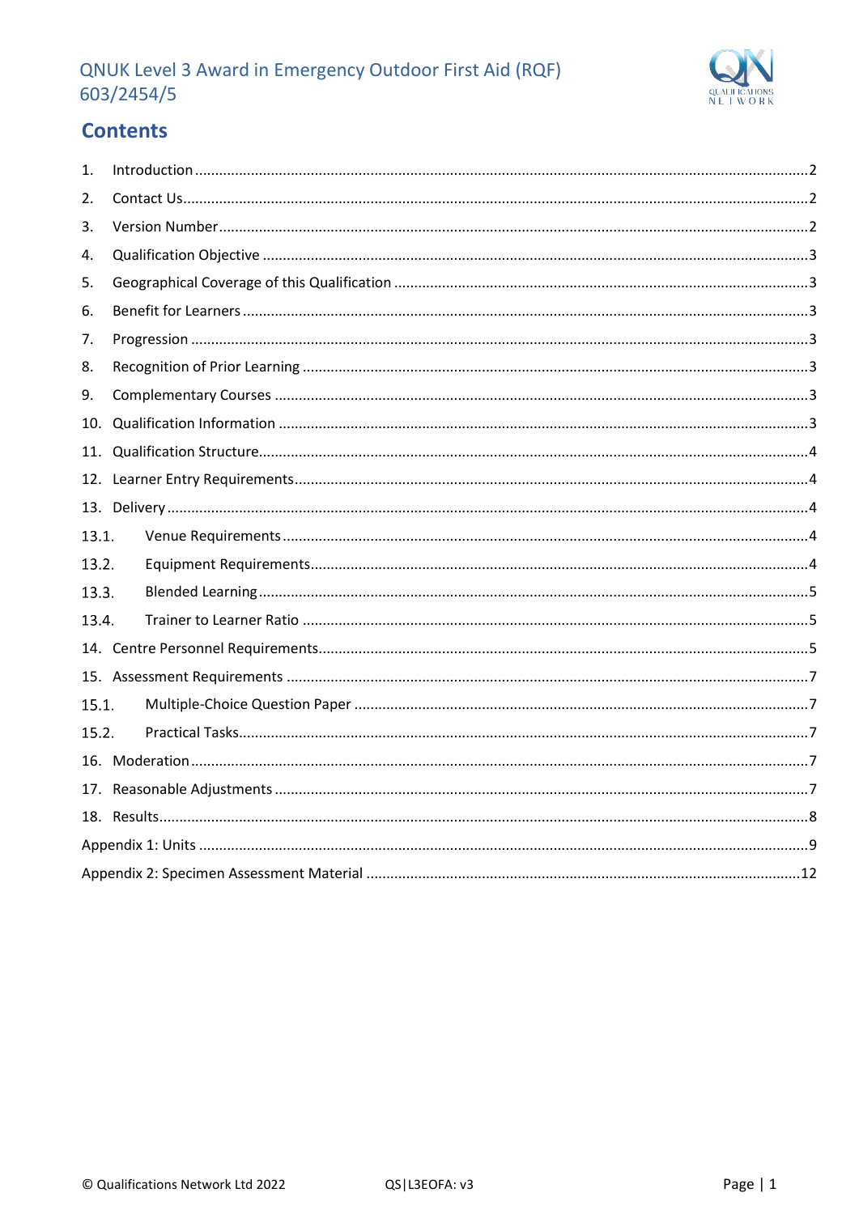## Contents

1. Introduction ....................................................................................................................................2
2. Contact Us......................................................................................................................................2
3. Version Number.............................................................................................................................2
4. Qualification Objective ..................................................................................................................3
5. Geographical Coverage of this Qualification .................................................................................3
6. Benefit for Learners .......................................................................................................................3
7. Progression ....................................................................................................................................3
8. Recognition of Prior Learning ........................................................................................................3
9. Complementary Courses ...............................................................................................................3
10. Qualification Information ..............................................................................................................3
11. Qualification Structure...................................................................................................................4
12. Learner Entry Requirements..........................................................................................................4
13. Delivery ..........................................................................................................................................4
    - 13.1. Venue Requirements .............................................................................................................4
    - 13.2. Equipment Requirements......................................................................................................4
    - 13.3. Blended Learning...................................................................................................................5
    - 13.4. Trainer to Learner Ratio ........................................................................................................5
14. Centre Personnel Requirements....................................................................................................5
15. Assessment Requirements ............................................................................................................7
    - 15.1. Multiple-Choice Question Paper ...........................................................................................7
    - 15.2. Practical Tasks........................................................................................................................7
16. Moderation ....................................................................................................................................7
17. Reasonable Adjustments ...............................................................................................................7
18. Results............................................................................................................................................8

Appendix 1: Units ..................................................................................................................................9

Appendix 2: Specimen Assessment Material ......................................................................................12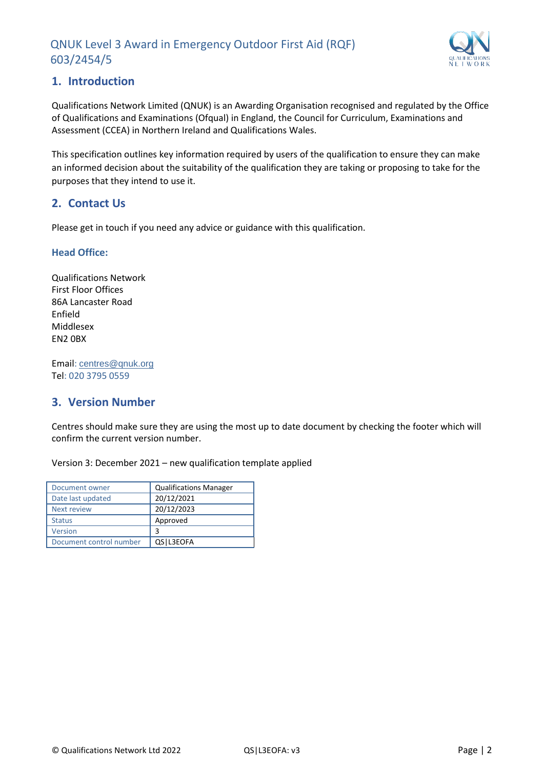## 1. Introduction

Qualifications Network Limited (QNUK) is an Awarding Organisation recognised and regulated by the Office of Qualifications and Examinations (Ofqual) in England, the Council for Curriculum, Examinations and Assessment (CCEA) in Northern Ireland and Qualifications Wales.

This specification outlines key information required by users of the qualification to ensure they can make an informed decision about the suitability of the qualification they are taking or proposing to take for the purposes that they intend to use it.

## 2. Contact Us

Please get in touch if you need any advice or guidance with this qualification.

### Head Office:

Qualifications Network
First Floor Offices
86A Lancaster Road
Enfield
Middlesex
EN2 0BX

Email: centres@qnuk.org
Tel: 020 3795 0559

## 3. Version Number

Centres should make sure they are using the most up to date document by checking the footer which will confirm the current version number.

Version 3: December 2021 – new qualification template applied

| Document owner | Qualifications Manager |
|---|---|
| Date last updated | 20/12/2021 |
| Next review | 20/12/2023 |
| Status | Approved |
| Version | 3 |
| Document control number | QS\|L3EOFA |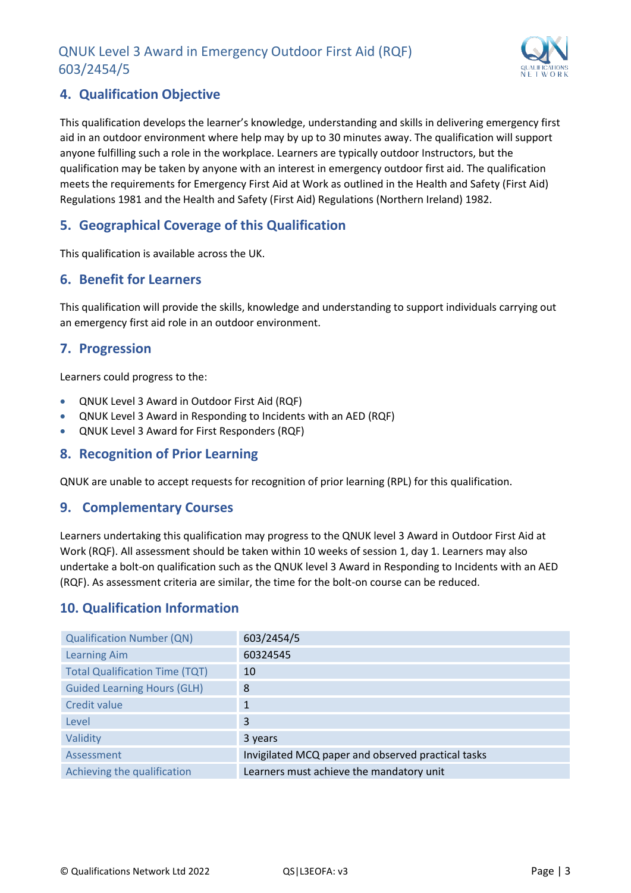## 4. Qualification Objective

This qualification develops the learner's knowledge, understanding and skills in delivering emergency first aid in an outdoor environment where help may by up to 30 minutes away. The qualification will support anyone fulfilling such a role in the workplace. Learners are typically outdoor Instructors, but the qualification may be taken by anyone with an interest in emergency outdoor first aid. The qualification meets the requirements for Emergency First Aid at Work as outlined in the Health and Safety (First Aid) Regulations 1981 and the Health and Safety (First Aid) Regulations (Northern Ireland) 1982.

## 5. Geographical Coverage of this Qualification

This qualification is available across the UK.

## 6. Benefit for Learners

This qualification will provide the skills, knowledge and understanding to support individuals carrying out an emergency first aid role in an outdoor environment.

## 7. Progression

Learners could progress to the:

- QNUK Level 3 Award in Outdoor First Aid (RQF)
- QNUK Level 3 Award in Responding to Incidents with an AED (RQF)
- QNUK Level 3 Award for First Responders (RQF)

## 8. Recognition of Prior Learning

QNUK are unable to accept requests for recognition of prior learning (RPL) for this qualification.

## 9. Complementary Courses

Learners undertaking this qualification may progress to the QNUK level 3 Award in Outdoor First Aid at Work (RQF). All assessment should be taken within 10 weeks of session 1, day 1. Learners may also undertake a bolt-on qualification such as the QNUK level 3 Award in Responding to Incidents with an AED (RQF). As assessment criteria are similar, the time for the bolt-on course can be reduced.

## 10. Qualification Information

| | |
|---|---|
| Qualification Number (QN) | 603/2454/5 |
| Learning Aim | 60324545 |
| Total Qualification Time (TQT) | 10 |
| Guided Learning Hours (GLH) | 8 |
| Credit value | 1 |
| Level | 3 |
| Validity | 3 years |
| Assessment | Invigilated MCQ paper and observed practical tasks |
| Achieving the qualification | Learners must achieve the mandatory unit |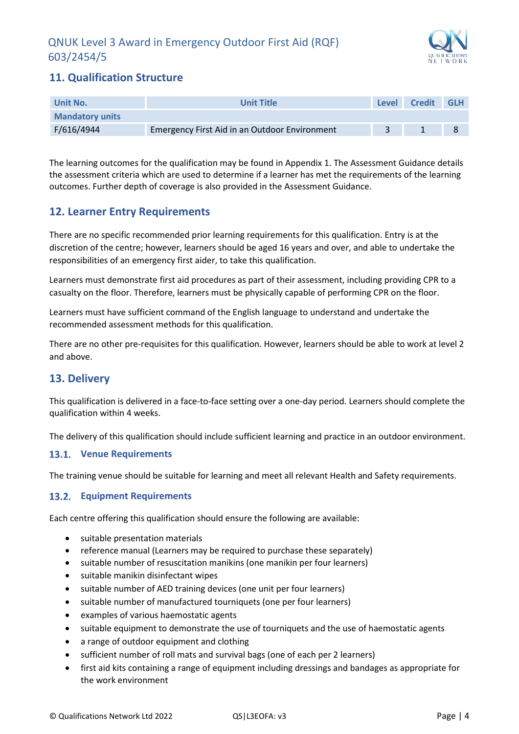## 11. Qualification Structure

| Unit No. | Unit Title | Level | Credit | GLH |
|---|---|---|---|---|
| **Mandatory units** | | | | |
| F/616/4944 | Emergency First Aid in an Outdoor Environment | 3 | 1 | 8 |

The learning outcomes for the qualification may be found in Appendix 1. The Assessment Guidance details the assessment criteria which are used to determine if a learner has met the requirements of the learning outcomes. Further depth of coverage is also provided in the Assessment Guidance.

## 12. Learner Entry Requirements

There are no specific recommended prior learning requirements for this qualification. Entry is at the discretion of the centre; however, learners should be aged 16 years and over, and able to undertake the responsibilities of an emergency first aider, to take this qualification.

Learners must demonstrate first aid procedures as part of their assessment, including providing CPR to a casualty on the floor. Therefore, learners must be physically capable of performing CPR on the floor.

Learners must have sufficient command of the English language to understand and undertake the recommended assessment methods for this qualification.

There are no other pre-requisites for this qualification. However, learners should be able to work at level 2 and above.

## 13. Delivery

This qualification is delivered in a face-to-face setting over a one-day period. Learners should complete the qualification within 4 weeks.

The delivery of this qualification should include sufficient learning and practice in an outdoor environment.

### 13.1. Venue Requirements

The training venue should be suitable for learning and meet all relevant Health and Safety requirements.

### 13.2. Equipment Requirements

Each centre offering this qualification should ensure the following are available:

- suitable presentation materials
- reference manual (Learners may be required to purchase these separately)
- suitable number of resuscitation manikins (one manikin per four learners)
- suitable manikin disinfectant wipes
- suitable number of AED training devices (one unit per four learners)
- suitable number of manufactured tourniquets (one per four learners)
- examples of various haemostatic agents
- suitable equipment to demonstrate the use of tourniquets and the use of haemostatic agents
- a range of outdoor equipment and clothing
- sufficient number of roll mats and survival bags (one of each per 2 learners)
- first aid kits containing a range of equipment including dressings and bandages as appropriate for the work environment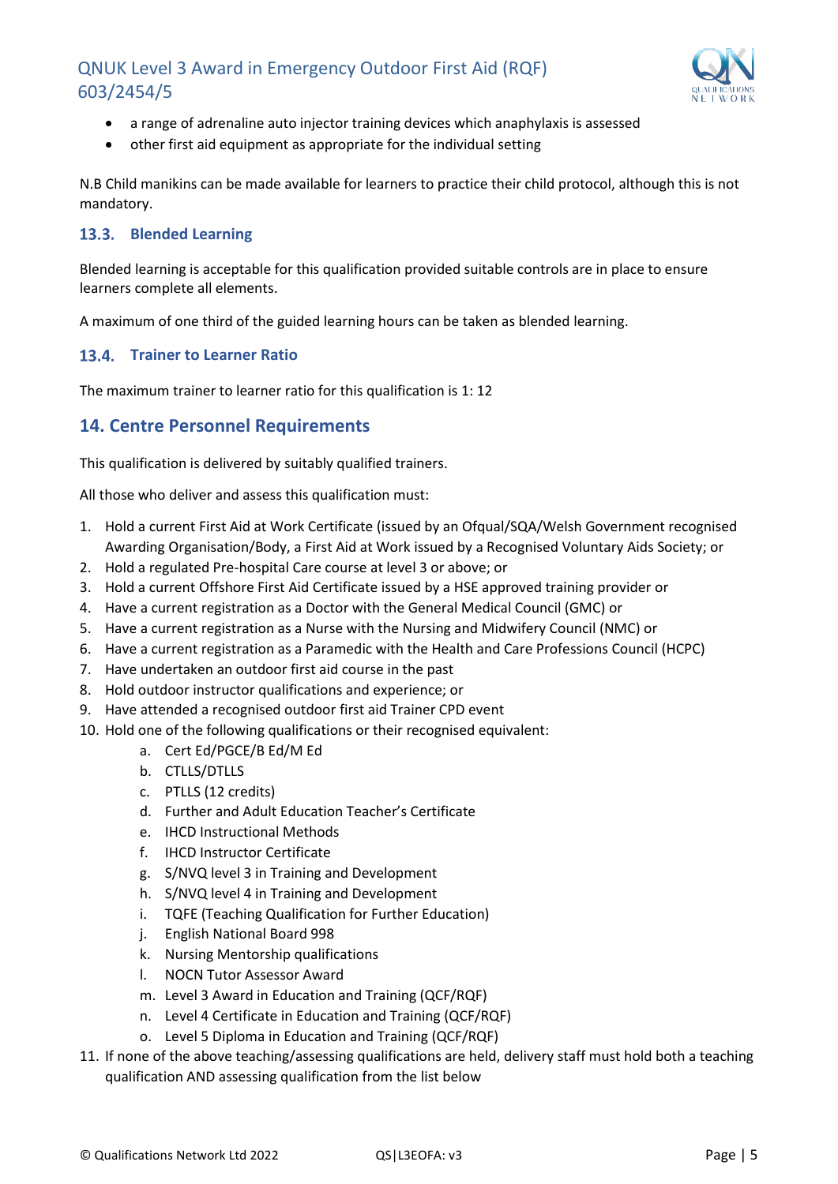- a range of adrenaline auto injector training devices which anaphylaxis is assessed
- other first aid equipment as appropriate for the individual setting

N.B Child manikins can be made available for learners to practice their child protocol, although this is not mandatory.

### 13.3. Blended Learning

Blended learning is acceptable for this qualification provided suitable controls are in place to ensure learners complete all elements.

A maximum of one third of the guided learning hours can be taken as blended learning.

### 13.4. Trainer to Learner Ratio

The maximum trainer to learner ratio for this qualification is 1: 12

## 14. Centre Personnel Requirements

This qualification is delivered by suitably qualified trainers.

All those who deliver and assess this qualification must:

1. Hold a current First Aid at Work Certificate (issued by an Ofqual/SQA/Welsh Government recognised Awarding Organisation/Body, a First Aid at Work issued by a Recognised Voluntary Aids Society; or
2. Hold a regulated Pre-hospital Care course at level 3 or above; or
3. Hold a current Offshore First Aid Certificate issued by a HSE approved training provider or
4. Have a current registration as a Doctor with the General Medical Council (GMC) or
5. Have a current registration as a Nurse with the Nursing and Midwifery Council (NMC) or
6. Have a current registration as a Paramedic with the Health and Care Professions Council (HCPC)
7. Have undertaken an outdoor first aid course in the past
8. Hold outdoor instructor qualifications and experience; or
9. Have attended a recognised outdoor first aid Trainer CPD event
10. Hold one of the following qualifications or their recognised equivalent:
    a. Cert Ed/PGCE/B Ed/M Ed
    b. CTLLS/DTLLS
    c. PTLLS (12 credits)
    d. Further and Adult Education Teacher's Certificate
    e. IHCD Instructional Methods
    f. IHCD Instructor Certificate
    g. S/NVQ level 3 in Training and Development
    h. S/NVQ level 4 in Training and Development
    i. TQFE (Teaching Qualification for Further Education)
    j. English National Board 998
    k. Nursing Mentorship qualifications
    l. NOCN Tutor Assessor Award
    m. Level 3 Award in Education and Training (QCF/RQF)
    n. Level 4 Certificate in Education and Training (QCF/RQF)
    o. Level 5 Diploma in Education and Training (QCF/RQF)
11. If none of the above teaching/assessing qualifications are held, delivery staff must hold both a teaching qualification AND assessing qualification from the list below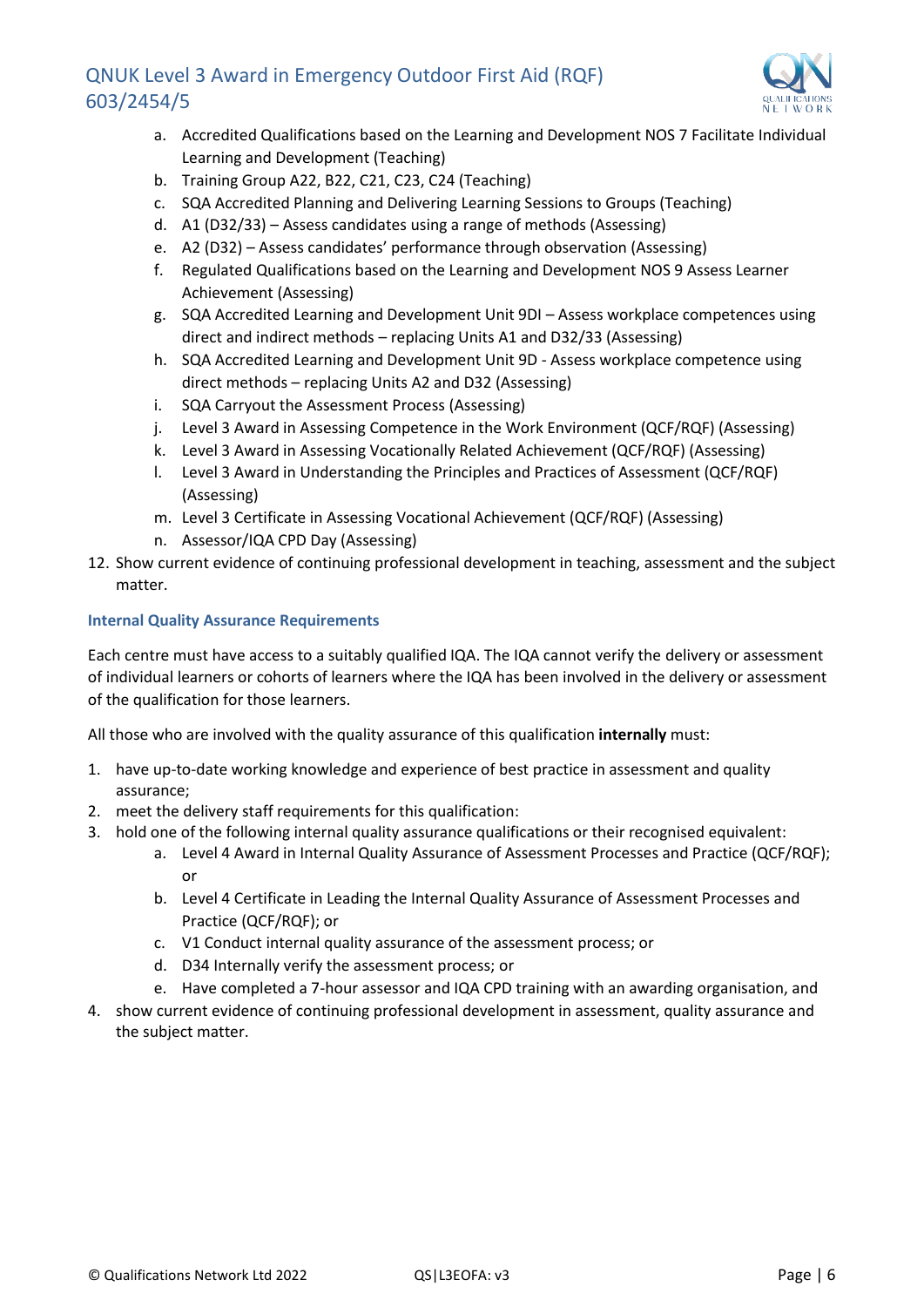a. Accredited Qualifications based on the Learning and Development NOS 7 Facilitate Individual Learning and Development (Teaching)
   b. Training Group A22, B22, C21, C23, C24 (Teaching)
   c. SQA Accredited Planning and Delivering Learning Sessions to Groups (Teaching)
   d. A1 (D32/33) – Assess candidates using a range of methods (Assessing)
   e. A2 (D32) – Assess candidates' performance through observation (Assessing)
   f. Regulated Qualifications based on the Learning and Development NOS 9 Assess Learner Achievement (Assessing)
   g. SQA Accredited Learning and Development Unit 9DI – Assess workplace competences using direct and indirect methods – replacing Units A1 and D32/33 (Assessing)
   h. SQA Accredited Learning and Development Unit 9D - Assess workplace competence using direct methods – replacing Units A2 and D32 (Assessing)
   i. SQA Carryout the Assessment Process (Assessing)
   j. Level 3 Award in Assessing Competence in the Work Environment (QCF/RQF) (Assessing)
   k. Level 3 Award in Assessing Vocationally Related Achievement (QCF/RQF) (Assessing)
   l. Level 3 Award in Understanding the Principles and Practices of Assessment (QCF/RQF) (Assessing)
   m. Level 3 Certificate in Assessing Vocational Achievement (QCF/RQF) (Assessing)
   n. Assessor/IQA CPD Day (Assessing)

12. Show current evidence of continuing professional development in teaching, assessment and the subject matter.

### Internal Quality Assurance Requirements

Each centre must have access to a suitably qualified IQA. The IQA cannot verify the delivery or assessment of individual learners or cohorts of learners where the IQA has been involved in the delivery or assessment of the qualification for those learners.

All those who are involved with the quality assurance of this qualification **internally** must:

1. have up-to-date working knowledge and experience of best practice in assessment and quality assurance;
2. meet the delivery staff requirements for this qualification:
3. hold one of the following internal quality assurance qualifications or their recognised equivalent:
   a. Level 4 Award in Internal Quality Assurance of Assessment Processes and Practice (QCF/RQF); or
   b. Level 4 Certificate in Leading the Internal Quality Assurance of Assessment Processes and Practice (QCF/RQF); or
   c. V1 Conduct internal quality assurance of the assessment process; or
   d. D34 Internally verify the assessment process; or
   e. Have completed a 7-hour assessor and IQA CPD training with an awarding organisation, and
4. show current evidence of continuing professional development in assessment, quality assurance and the subject matter.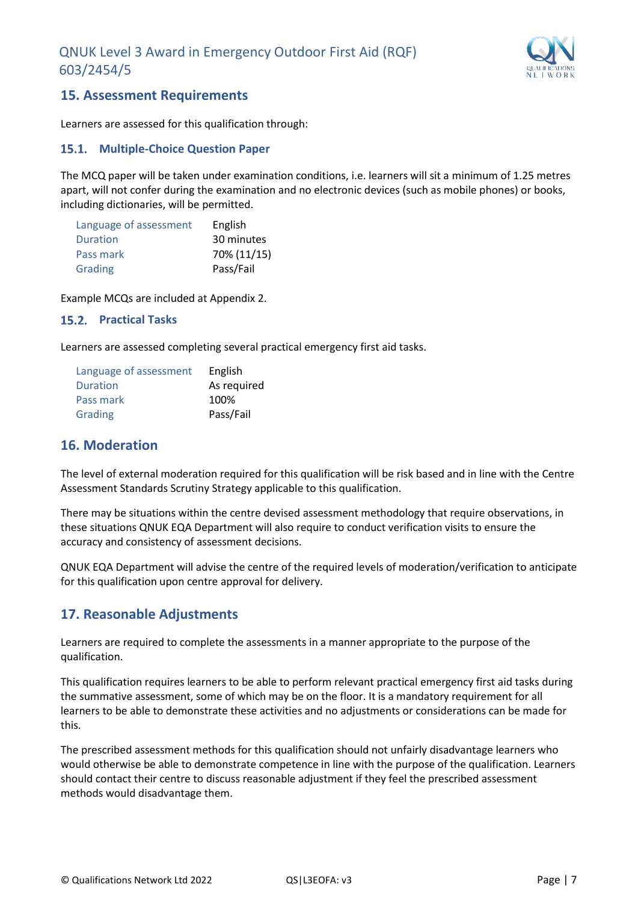## 15. Assessment Requirements

Learners are assessed for this qualification through:

### 15.1. Multiple-Choice Question Paper

The MCQ paper will be taken under examination conditions, i.e. learners will sit a minimum of 1.25 metres apart, will not confer during the examination and no electronic devices (such as mobile phones) or books, including dictionaries, will be permitted.

| | |
|---|---|
| Language of assessment | English |
| Duration | 30 minutes |
| Pass mark | 70% (11/15) |
| Grading | Pass/Fail |

Example MCQs are included at Appendix 2.

### 15.2. Practical Tasks

Learners are assessed completing several practical emergency first aid tasks.

| | |
|---|---|
| Language of assessment | English |
| Duration | As required |
| Pass mark | 100% |
| Grading | Pass/Fail |

## 16. Moderation

The level of external moderation required for this qualification will be risk based and in line with the Centre Assessment Standards Scrutiny Strategy applicable to this qualification.

There may be situations within the centre devised assessment methodology that require observations, in these situations QNUK EQA Department will also require to conduct verification visits to ensure the accuracy and consistency of assessment decisions.

QNUK EQA Department will advise the centre of the required levels of moderation/verification to anticipate for this qualification upon centre approval for delivery.

## 17. Reasonable Adjustments

Learners are required to complete the assessments in a manner appropriate to the purpose of the qualification.

This qualification requires learners to be able to perform relevant practical emergency first aid tasks during the summative assessment, some of which may be on the floor. It is a mandatory requirement for all learners to be able to demonstrate these activities and no adjustments or considerations can be made for this.

The prescribed assessment methods for this qualification should not unfairly disadvantage learners who would otherwise be able to demonstrate competence in line with the purpose of the qualification. Learners should contact their centre to discuss reasonable adjustment if they feel the prescribed assessment methods would disadvantage them.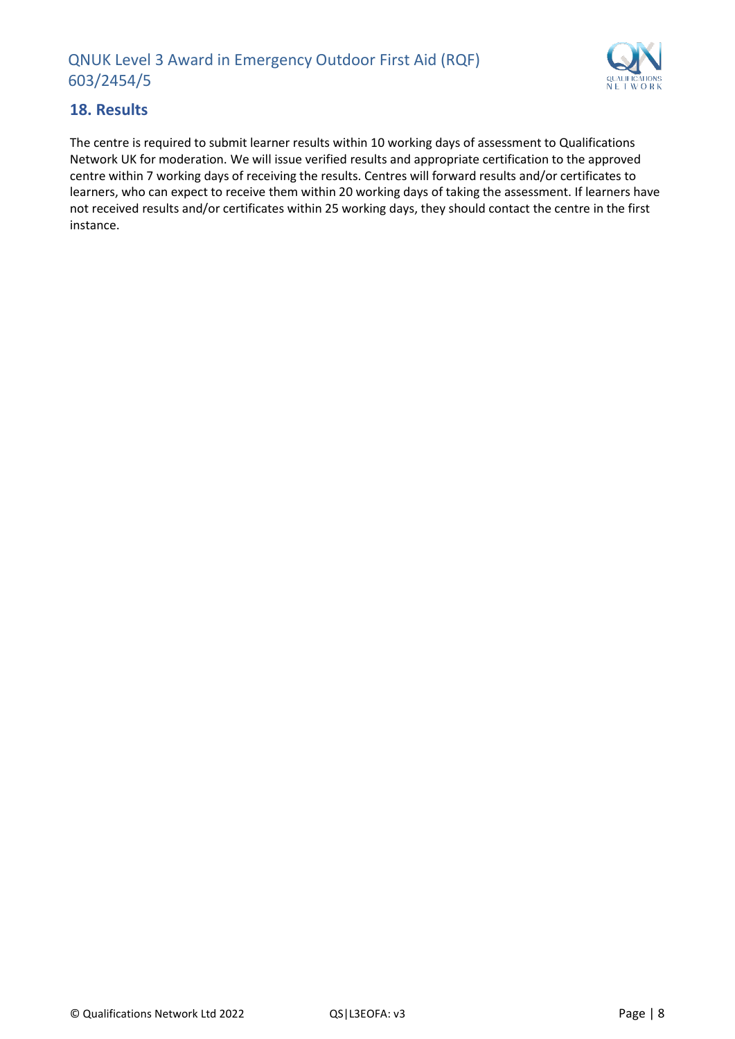## 18. Results

The centre is required to submit learner results within 10 working days of assessment to Qualifications Network UK for moderation. We will issue verified results and appropriate certification to the approved centre within 7 working days of receiving the results. Centres will forward results and/or certificates to learners, who can expect to receive them within 20 working days of taking the assessment. If learners have not received results and/or certificates within 25 working days, they should contact the centre in the first instance.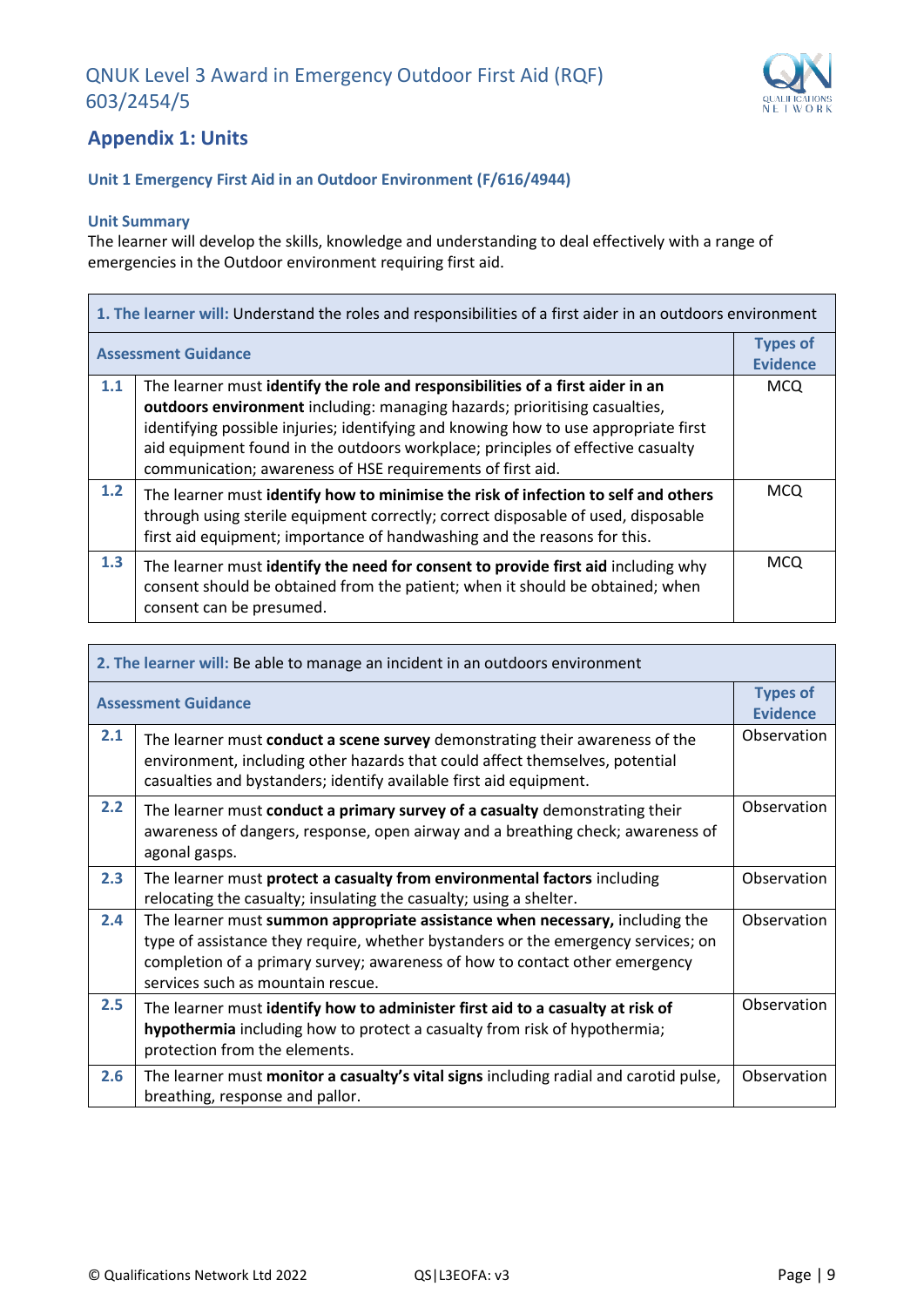## Appendix 1: Units

### Unit 1 Emergency First Aid in an Outdoor Environment (F/616/4944)

**Unit Summary**

The learner will develop the skills, knowledge and understanding to deal effectively with a range of emergencies in the Outdoor environment requiring first aid.

| **1. The learner will:** Understand the roles and responsibilities of a first aider in an outdoors environment | | |
|---|---|---|
| **Assessment Guidance** | | **Types of Evidence** |
| **1.1** | The learner must **identify the role and responsibilities of a first aider in an outdoors environment** including: managing hazards; prioritising casualties, identifying possible injuries; identifying and knowing how to use appropriate first aid equipment found in the outdoors workplace; principles of effective casualty communication; awareness of HSE requirements of first aid. | MCQ |
| **1.2** | The learner must **identify how to minimise the risk of infection to self and others** through using sterile equipment correctly; correct disposable of used, disposable first aid equipment; importance of handwashing and the reasons for this. | MCQ |
| **1.3** | The learner must **identify the need for consent to provide first aid** including why consent should be obtained from the patient; when it should be obtained; when consent can be presumed. | MCQ |

| **2. The learner will:** Be able to manage an incident in an outdoors environment | | |
|---|---|---|
| **Assessment Guidance** | | **Types of Evidence** |
| **2.1** | The learner must **conduct a scene survey** demonstrating their awareness of the environment, including other hazards that could affect themselves, potential casualties and bystanders; identify available first aid equipment. | Observation |
| **2.2** | The learner must **conduct a primary survey of a casualty** demonstrating their awareness of dangers, response, open airway and a breathing check; awareness of agonal gasps. | Observation |
| **2.3** | The learner must **protect a casualty from environmental factors** including relocating the casualty; insulating the casualty; using a shelter. | Observation |
| **2.4** | The learner must **summon appropriate assistance when necessary,** including the type of assistance they require, whether bystanders or the emergency services; on completion of a primary survey; awareness of how to contact other emergency services such as mountain rescue. | Observation |
| **2.5** | The learner must **identify how to administer first aid to a casualty at risk of hypothermia** including how to protect a casualty from risk of hypothermia; protection from the elements. | Observation |
| **2.6** | The learner must **monitor a casualty's vital signs** including radial and carotid pulse, breathing, response and pallor. | Observation |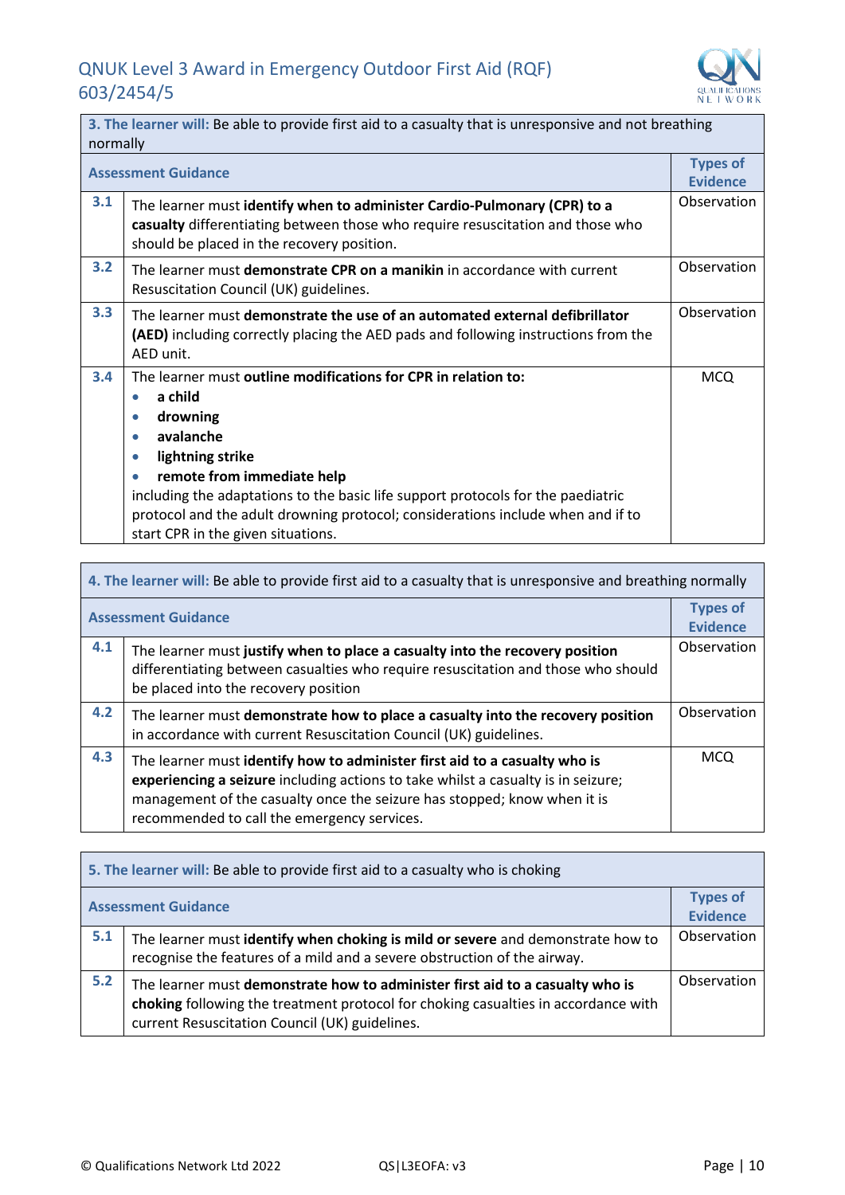| **3. The learner will:** Be able to provide first aid to a casualty that is unresponsive and not breathing normally | | |
|---|---|---|
| **Assessment Guidance** | | **Types of Evidence** |
| **3.1** | The learner must **identify when to administer Cardio-Pulmonary (CPR) to a casualty** differentiating between those who require resuscitation and those who should be placed in the recovery position. | Observation |
| **3.2** | The learner must **demonstrate CPR on a manikin** in accordance with current Resuscitation Council (UK) guidelines. | Observation |
| **3.3** | The learner must **demonstrate the use of an automated external defibrillator (AED)** including correctly placing the AED pads and following instructions from the AED unit. | Observation |
| **3.4** | The learner must **outline modifications for CPR in relation to:**<br>• **a child**<br>• **drowning**<br>• **avalanche**<br>• **lightning strike**<br>• **remote from immediate help**<br>including the adaptations to the basic life support protocols for the paediatric protocol and the adult drowning protocol; considerations include when and if to start CPR in the given situations. | MCQ |

| **4. The learner will:** Be able to provide first aid to a casualty that is unresponsive and breathing normally | | |
|---|---|---|
| **Assessment Guidance** | | **Types of Evidence** |
| **4.1** | The learner must **justify when to place a casualty into the recovery position** differentiating between casualties who require resuscitation and those who should be placed into the recovery position | Observation |
| **4.2** | The learner must **demonstrate how to place a casualty into the recovery position** in accordance with current Resuscitation Council (UK) guidelines. | Observation |
| **4.3** | The learner must **identify how to administer first aid to a casualty who is experiencing a seizure** including actions to take whilst a casualty is in seizure; management of the casualty once the seizure has stopped; know when it is recommended to call the emergency services. | MCQ |

| **5. The learner will:** Be able to provide first aid to a casualty who is choking | | |
|---|---|---|
| **Assessment Guidance** | | **Types of Evidence** |
| **5.1** | The learner must **identify when choking is mild or severe** and demonstrate how to recognise the features of a mild and a severe obstruction of the airway. | Observation |
| **5.2** | The learner must **demonstrate how to administer first aid to a casualty who is choking** following the treatment protocol for choking casualties in accordance with current Resuscitation Council (UK) guidelines. | Observation |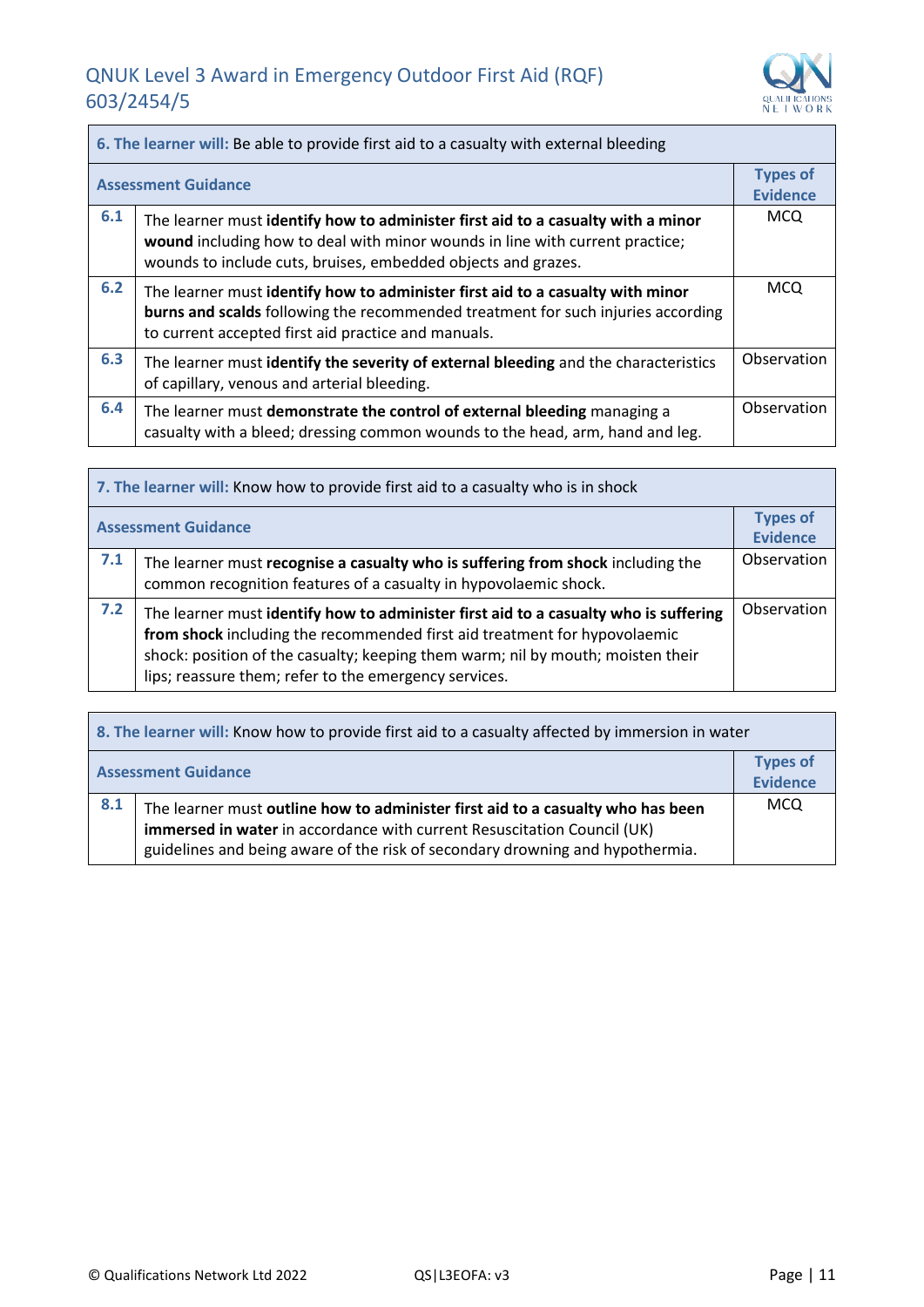| **6. The learner will:** Be able to provide first aid to a casualty with external bleeding | | |
|---|---|---|
| **Assessment Guidance** | | **Types of Evidence** |
| **6.1** | The learner must **identify how to administer first aid to a casualty with a minor wound** including how to deal with minor wounds in line with current practice; wounds to include cuts, bruises, embedded objects and grazes. | MCQ |
| **6.2** | The learner must **identify how to administer first aid to a casualty with minor burns and scalds** following the recommended treatment for such injuries according to current accepted first aid practice and manuals. | MCQ |
| **6.3** | The learner must **identify the severity of external bleeding** and the characteristics of capillary, venous and arterial bleeding. | Observation |
| **6.4** | The learner must **demonstrate the control of external bleeding** managing a casualty with a bleed; dressing common wounds to the head, arm, hand and leg. | Observation |

| **7. The learner will:** Know how to provide first aid to a casualty who is in shock | | |
|---|---|---|
| **Assessment Guidance** | | **Types of Evidence** |
| **7.1** | The learner must **recognise a casualty who is suffering from shock** including the common recognition features of a casualty in hypovolaemic shock. | Observation |
| **7.2** | The learner must **identify how to administer first aid to a casualty who is suffering from shock** including the recommended first aid treatment for hypovolaemic shock: position of the casualty; keeping them warm; nil by mouth; moisten their lips; reassure them; refer to the emergency services. | Observation |

| **8. The learner will:** Know how to provide first aid to a casualty affected by immersion in water | | |
|---|---|---|
| **Assessment Guidance** | | **Types of Evidence** |
| **8.1** | The learner must **outline how to administer first aid to a casualty who has been immersed in water** in accordance with current Resuscitation Council (UK) guidelines and being aware of the risk of secondary drowning and hypothermia. | MCQ |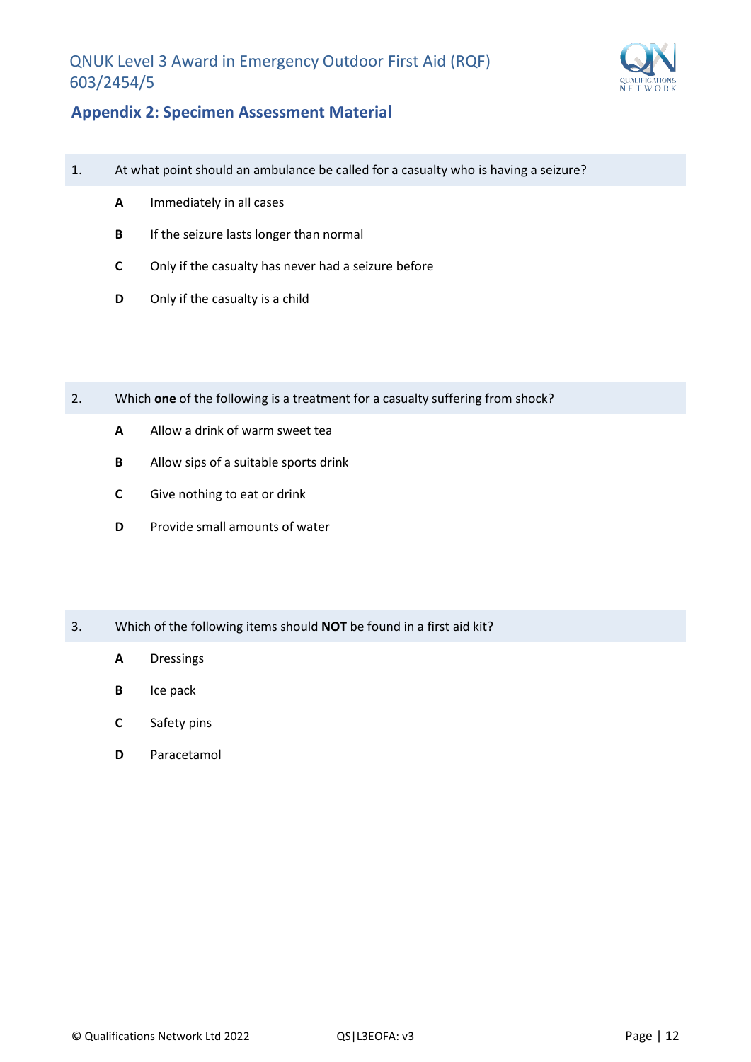## Appendix 2: Specimen Assessment Material

1. At what point should an ambulance be called for a casualty who is having a seizure?

   **A** Immediately in all cases

   **B** If the seizure lasts longer than normal

   **C** Only if the casualty has never had a seizure before

   **D** Only if the casualty is a child

2. Which **one** of the following is a treatment for a casualty suffering from shock?

   **A** Allow a drink of warm sweet tea

   **B** Allow sips of a suitable sports drink

   **C** Give nothing to eat or drink

   **D** Provide small amounts of water

3. Which of the following items should **NOT** be found in a first aid kit?

   **A** Dressings

   **B** Ice pack

   **C** Safety pins

   **D** Paracetamol